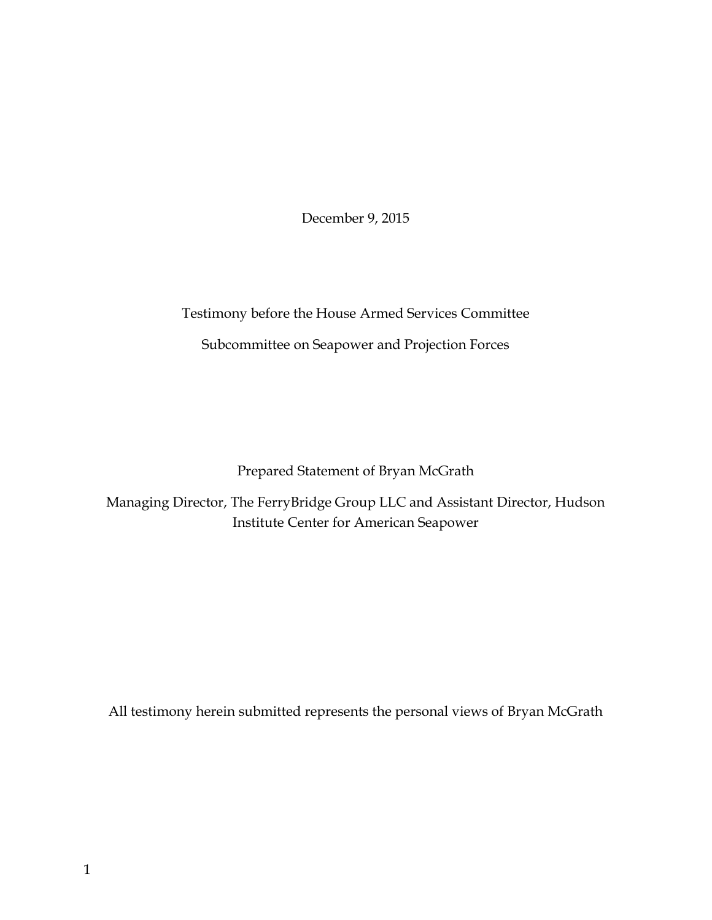December 9, 2015

Testimony before the House Armed Services Committee

Subcommittee on Seapower and Projection Forces

Prepared Statement of Bryan McGrath

Managing Director, The FerryBridge Group LLC and Assistant Director, Hudson Institute Center for American Seapower

All testimony herein submitted represents the personal views of Bryan McGrath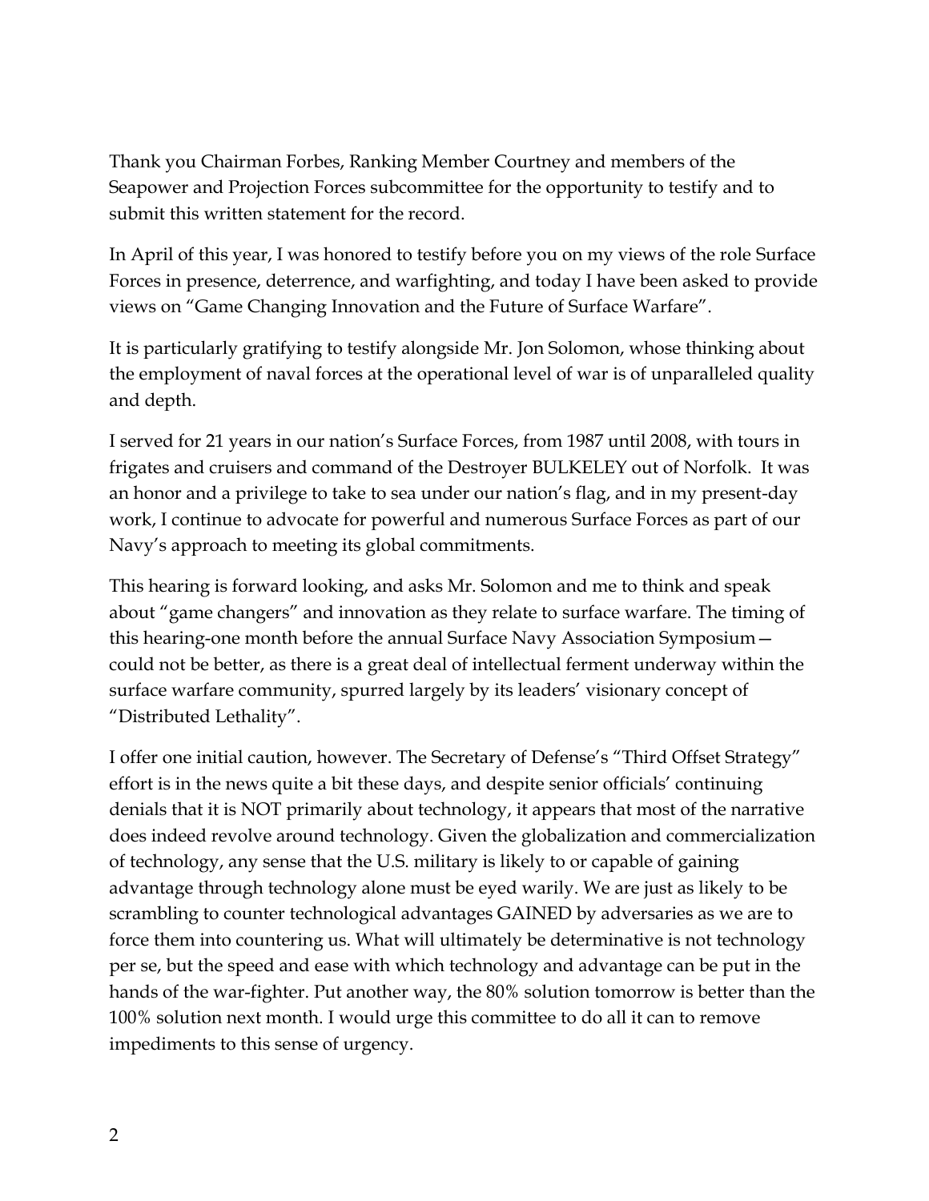Thank you Chairman Forbes, Ranking Member Courtney and members of the Seapower and Projection Forces subcommittee for the opportunity to testify and to submit this written statement for the record.

In April of this year, I was honored to testify before you on my views of the role Surface Forces in presence, deterrence, and warfighting, and today I have been asked to provide views on "Game Changing Innovation and the Future of Surface Warfare".

It is particularly gratifying to testify alongside Mr. Jon Solomon, whose thinking about the employment of naval forces at the operational level of war is of unparalleled quality and depth.

I served for 21 years in our nation's Surface Forces, from 1987 until 2008, with tours in frigates and cruisers and command of the Destroyer BULKELEY out of Norfolk. It was an honor and a privilege to take to sea under our nation's flag, and in my present-day work, I continue to advocate for powerful and numerous Surface Forces as part of our Navy's approach to meeting its global commitments.

This hearing is forward looking, and asks Mr. Solomon and me to think and speak about "game changers" and innovation as they relate to surface warfare. The timing of this hearing-one month before the annual Surface Navy Association Symposium—could not be better, as there is a great deal of intellectual ferment underway within the surface warfare community, spurred largely by its leaders' visionary concept of "Distributed Lethality".

I offer one initial caution, however. The Secretary of Defense's "Third Offset Strategy" effort is in the news quite a bit these days, and despite senior officials' continuing denials that it is NOT primarily about technology, it appears that most of the narrative does indeed revolve around technology. Given the globalization and commercialization of technology, any sense that the U.S. military is likely to or capable of gaining advantage through technology alone must be eyed warily. We are just as likely to be scrambling to counter technological advantages GAINED by adversaries as we are to force them into countering us. What will ultimately be determinative is not technology per se, but the speed and ease with which technology and advantage can be put in the hands of the war-fighter. Put another way, the 80% solution tomorrow is better than the 100% solution next month. I would urge this committee to do all it can to remove impediments to this sense of urgency.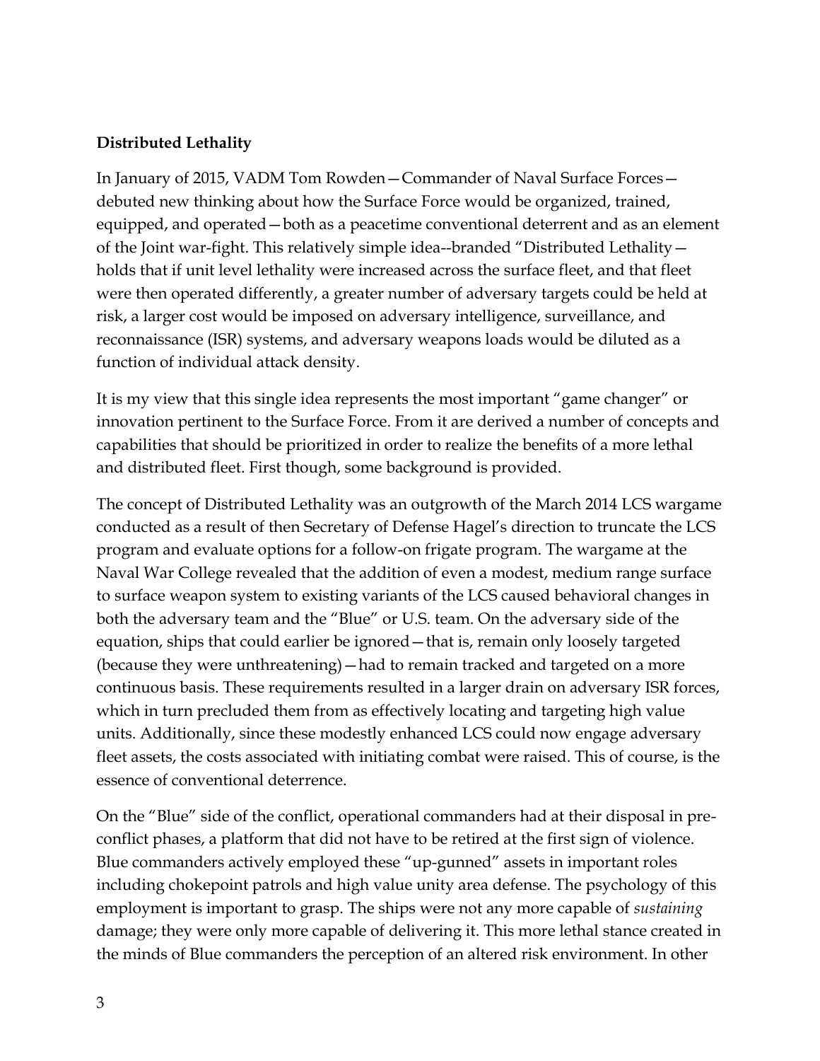**Distributed Lethality**

In January of 2015, VADM Tom Rowden—Commander of Naval Surface Forces—debuted new thinking about how the Surface Force would be organized, trained, equipped, and operated—both as a peacetime conventional deterrent and as an element of the Joint war-fight. This relatively simple idea--branded "Distributed Lethality—holds that if unit level lethality were increased across the surface fleet, and that fleet were then operated differently, a greater number of adversary targets could be held at risk, a larger cost would be imposed on adversary intelligence, surveillance, and reconnaissance (ISR) systems, and adversary weapons loads would be diluted as a function of individual attack density.

It is my view that this single idea represents the most important "game changer" or innovation pertinent to the Surface Force. From it are derived a number of concepts and capabilities that should be prioritized in order to realize the benefits of a more lethal and distributed fleet. First though, some background is provided.

The concept of Distributed Lethality was an outgrowth of the March 2014 LCS wargame conducted as a result of then Secretary of Defense Hagel's direction to truncate the LCS program and evaluate options for a follow-on frigate program. The wargame at the Naval War College revealed that the addition of even a modest, medium range surface to surface weapon system to existing variants of the LCS caused behavioral changes in both the adversary team and the "Blue" or U.S. team. On the adversary side of the equation, ships that could earlier be ignored—that is, remain only loosely targeted (because they were unthreatening)—had to remain tracked and targeted on a more continuous basis. These requirements resulted in a larger drain on adversary ISR forces, which in turn precluded them from as effectively locating and targeting high value units. Additionally, since these modestly enhanced LCS could now engage adversary fleet assets, the costs associated with initiating combat were raised. This of course, is the essence of conventional deterrence.

On the "Blue" side of the conflict, operational commanders had at their disposal in pre-conflict phases, a platform that did not have to be retired at the first sign of violence. Blue commanders actively employed these "up-gunned" assets in important roles including chokepoint patrols and high value unity area defense. The psychology of this employment is important to grasp. The ships were not any more capable of *sustaining* damage; they were only more capable of delivering it. This more lethal stance created in the minds of Blue commanders the perception of an altered risk environment. In other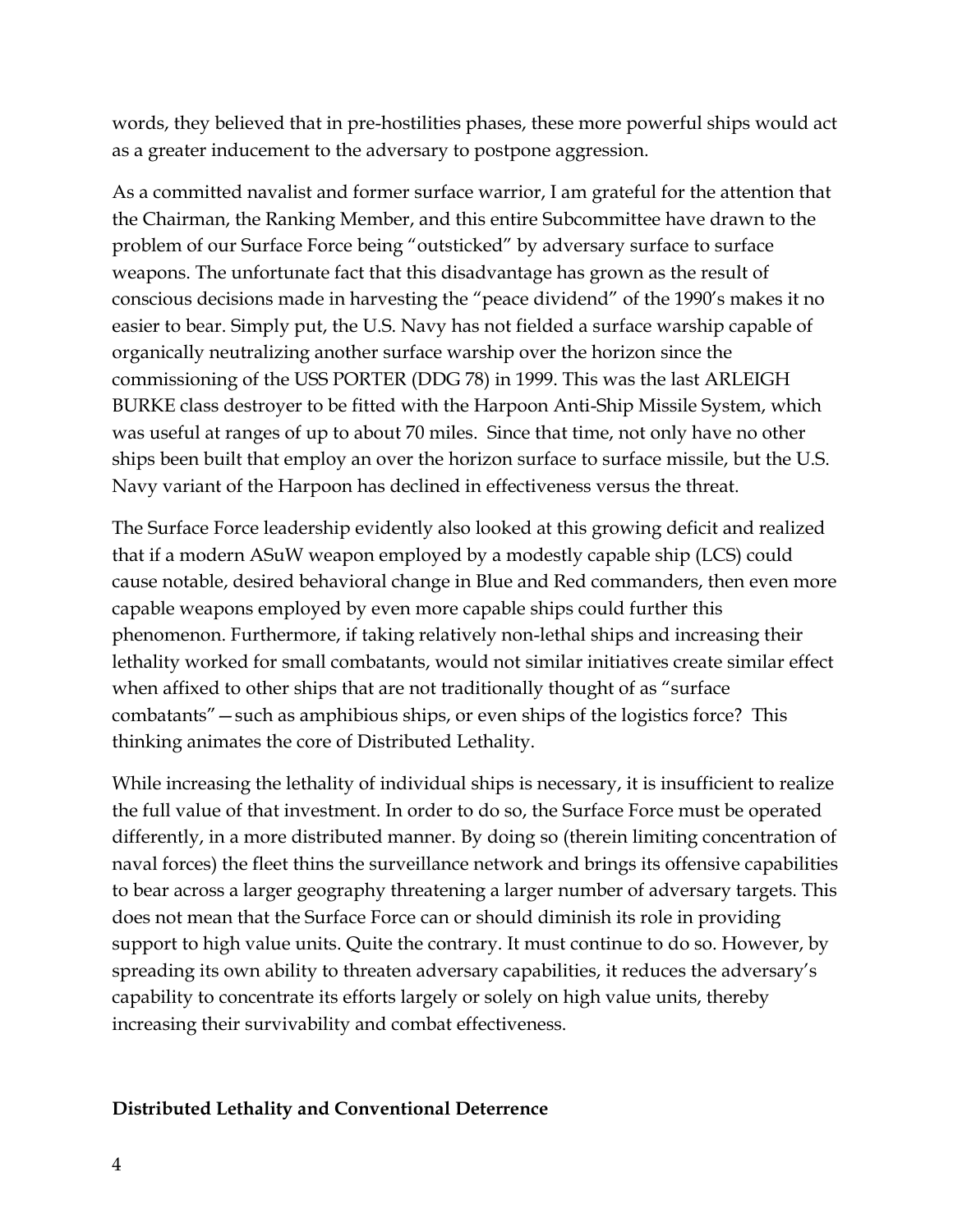words, they believed that in pre-hostilities phases, these more powerful ships would act as a greater inducement to the adversary to postpone aggression.

As a committed navalist and former surface warrior, I am grateful for the attention that the Chairman, the Ranking Member, and this entire Subcommittee have drawn to the problem of our Surface Force being "outsticked" by adversary surface to surface weapons. The unfortunate fact that this disadvantage has grown as the result of conscious decisions made in harvesting the "peace dividend" of the 1990's makes it no easier to bear. Simply put, the U.S. Navy has not fielded a surface warship capable of organically neutralizing another surface warship over the horizon since the commissioning of the USS PORTER (DDG 78) in 1999. This was the last ARLEIGH BURKE class destroyer to be fitted with the Harpoon Anti-Ship Missile System, which was useful at ranges of up to about 70 miles. Since that time, not only have no other ships been built that employ an over the horizon surface to surface missile, but the U.S. Navy variant of the Harpoon has declined in effectiveness versus the threat.

The Surface Force leadership evidently also looked at this growing deficit and realized that if a modern ASuW weapon employed by a modestly capable ship (LCS) could cause notable, desired behavioral change in Blue and Red commanders, then even more capable weapons employed by even more capable ships could further this phenomenon. Furthermore, if taking relatively non-lethal ships and increasing their lethality worked for small combatants, would not similar initiatives create similar effect when affixed to other ships that are not traditionally thought of as "surface combatants"—such as amphibious ships, or even ships of the logistics force? This thinking animates the core of Distributed Lethality.

While increasing the lethality of individual ships is necessary, it is insufficient to realize the full value of that investment. In order to do so, the Surface Force must be operated differently, in a more distributed manner. By doing so (therein limiting concentration of naval forces) the fleet thins the surveillance network and brings its offensive capabilities to bear across a larger geography threatening a larger number of adversary targets. This does not mean that the Surface Force can or should diminish its role in providing support to high value units. Quite the contrary. It must continue to do so. However, by spreading its own ability to threaten adversary capabilities, it reduces the adversary's capability to concentrate its efforts largely or solely on high value units, thereby increasing their survivability and combat effectiveness.

**Distributed Lethality and Conventional Deterrence**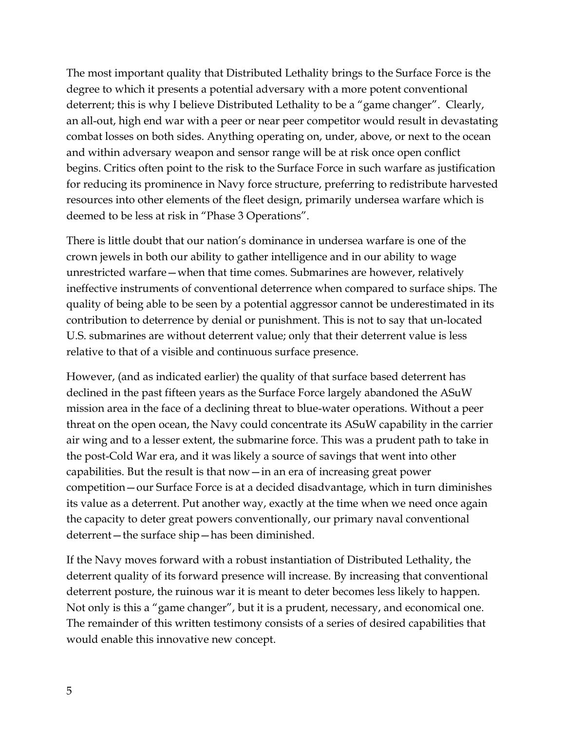The most important quality that Distributed Lethality brings to the Surface Force is the degree to which it presents a potential adversary with a more potent conventional deterrent; this is why I believe Distributed Lethality to be a "game changer". Clearly, an all-out, high end war with a peer or near peer competitor would result in devastating combat losses on both sides. Anything operating on, under, above, or next to the ocean and within adversary weapon and sensor range will be at risk once open conflict begins. Critics often point to the risk to the Surface Force in such warfare as justification for reducing its prominence in Navy force structure, preferring to redistribute harvested resources into other elements of the fleet design, primarily undersea warfare which is deemed to be less at risk in "Phase 3 Operations".

There is little doubt that our nation's dominance in undersea warfare is one of the crown jewels in both our ability to gather intelligence and in our ability to wage unrestricted warfare—when that time comes. Submarines are however, relatively ineffective instruments of conventional deterrence when compared to surface ships. The quality of being able to be seen by a potential aggressor cannot be underestimated in its contribution to deterrence by denial or punishment. This is not to say that un-located U.S. submarines are without deterrent value; only that their deterrent value is less relative to that of a visible and continuous surface presence.

However, (and as indicated earlier) the quality of that surface based deterrent has declined in the past fifteen years as the Surface Force largely abandoned the ASuW mission area in the face of a declining threat to blue-water operations. Without a peer threat on the open ocean, the Navy could concentrate its ASuW capability in the carrier air wing and to a lesser extent, the submarine force. This was a prudent path to take in the post-Cold War era, and it was likely a source of savings that went into other capabilities. But the result is that now—in an era of increasing great power competition—our Surface Force is at a decided disadvantage, which in turn diminishes its value as a deterrent. Put another way, exactly at the time when we need once again the capacity to deter great powers conventionally, our primary naval conventional deterrent—the surface ship—has been diminished.

If the Navy moves forward with a robust instantiation of Distributed Lethality, the deterrent quality of its forward presence will increase. By increasing that conventional deterrent posture, the ruinous war it is meant to deter becomes less likely to happen. Not only is this a "game changer", but it is a prudent, necessary, and economical one. The remainder of this written testimony consists of a series of desired capabilities that would enable this innovative new concept.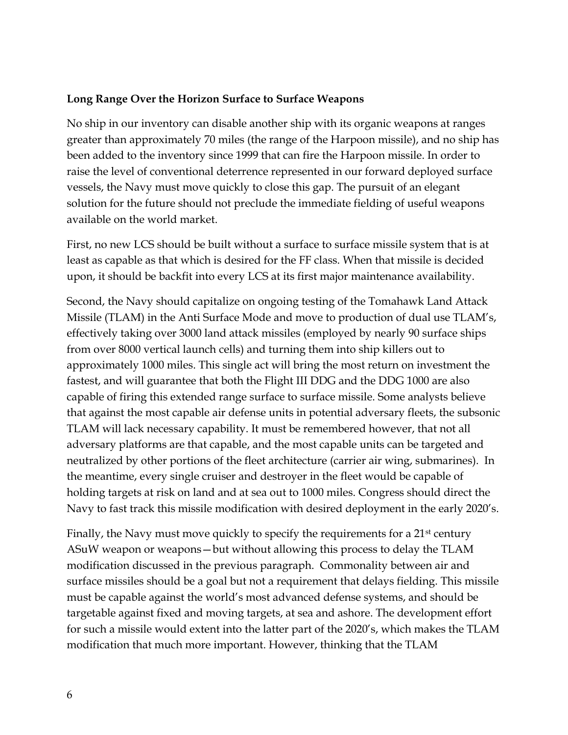**Long Range Over the Horizon Surface to Surface Weapons**

No ship in our inventory can disable another ship with its organic weapons at ranges greater than approximately 70 miles (the range of the Harpoon missile), and no ship has been added to the inventory since 1999 that can fire the Harpoon missile. In order to raise the level of conventional deterrence represented in our forward deployed surface vessels, the Navy must move quickly to close this gap. The pursuit of an elegant solution for the future should not preclude the immediate fielding of useful weapons available on the world market.

First, no new LCS should be built without a surface to surface missile system that is at least as capable as that which is desired for the FF class. When that missile is decided upon, it should be backfit into every LCS at its first major maintenance availability.

Second, the Navy should capitalize on ongoing testing of the Tomahawk Land Attack Missile (TLAM) in the Anti Surface Mode and move to production of dual use TLAM's, effectively taking over 3000 land attack missiles (employed by nearly 90 surface ships from over 8000 vertical launch cells) and turning them into ship killers out to approximately 1000 miles. This single act will bring the most return on investment the fastest, and will guarantee that both the Flight III DDG and the DDG 1000 are also capable of firing this extended range surface to surface missile. Some analysts believe that against the most capable air defense units in potential adversary fleets, the subsonic TLAM will lack necessary capability. It must be remembered however, that not all adversary platforms are that capable, and the most capable units can be targeted and neutralized by other portions of the fleet architecture (carrier air wing, submarines). In the meantime, every single cruiser and destroyer in the fleet would be capable of holding targets at risk on land and at sea out to 1000 miles. Congress should direct the Navy to fast track this missile modification with desired deployment in the early 2020's.

Finally, the Navy must move quickly to specify the requirements for a 21st century ASuW weapon or weapons—but without allowing this process to delay the TLAM modification discussed in the previous paragraph. Commonality between air and surface missiles should be a goal but not a requirement that delays fielding. This missile must be capable against the world's most advanced defense systems, and should be targetable against fixed and moving targets, at sea and ashore. The development effort for such a missile would extent into the latter part of the 2020's, which makes the TLAM modification that much more important. However, thinking that the TLAM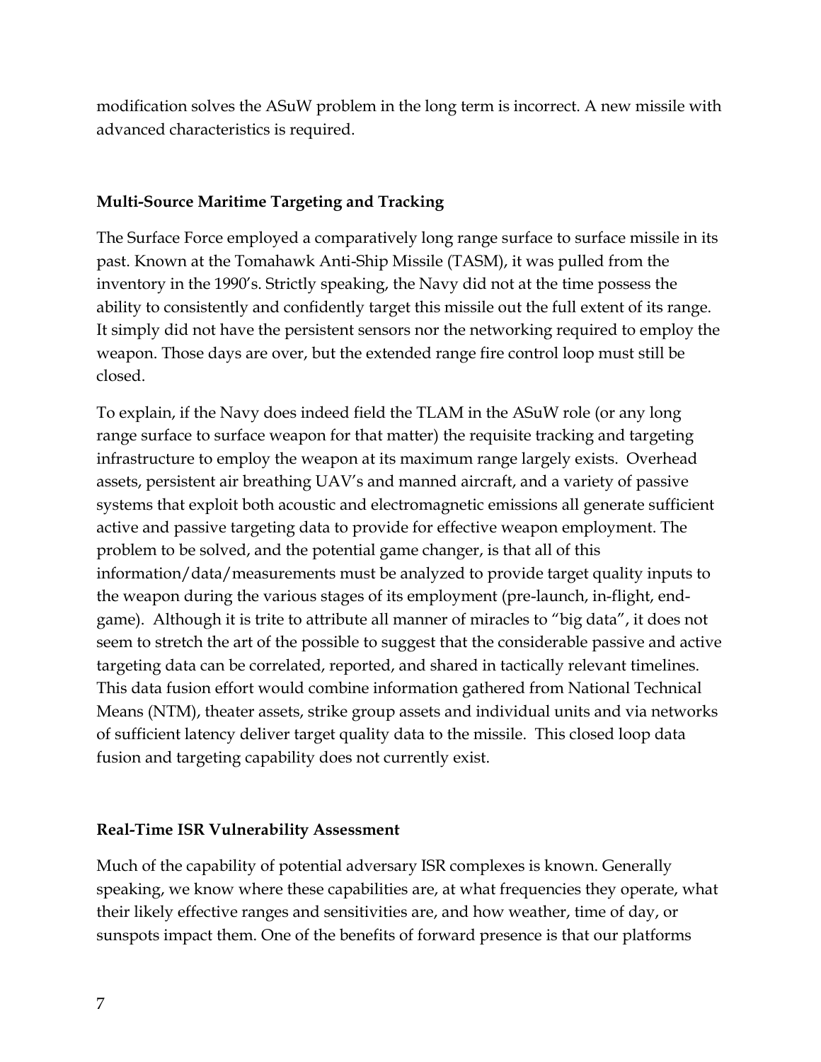modification solves the ASuW problem in the long term is incorrect. A new missile with advanced characteristics is required.

**Multi-Source Maritime Targeting and Tracking**

The Surface Force employed a comparatively long range surface to surface missile in its past. Known at the Tomahawk Anti-Ship Missile (TASM), it was pulled from the inventory in the 1990's. Strictly speaking, the Navy did not at the time possess the ability to consistently and confidently target this missile out the full extent of its range. It simply did not have the persistent sensors nor the networking required to employ the weapon. Those days are over, but the extended range fire control loop must still be closed.

To explain, if the Navy does indeed field the TLAM in the ASuW role (or any long range surface to surface weapon for that matter) the requisite tracking and targeting infrastructure to employ the weapon at its maximum range largely exists. Overhead assets, persistent air breathing UAV's and manned aircraft, and a variety of passive systems that exploit both acoustic and electromagnetic emissions all generate sufficient active and passive targeting data to provide for effective weapon employment. The problem to be solved, and the potential game changer, is that all of this information/data/measurements must be analyzed to provide target quality inputs to the weapon during the various stages of its employment (pre-launch, in-flight, end-game). Although it is trite to attribute all manner of miracles to "big data", it does not seem to stretch the art of the possible to suggest that the considerable passive and active targeting data can be correlated, reported, and shared in tactically relevant timelines. This data fusion effort would combine information gathered from National Technical Means (NTM), theater assets, strike group assets and individual units and via networks of sufficient latency deliver target quality data to the missile. This closed loop data fusion and targeting capability does not currently exist.

**Real-Time ISR Vulnerability Assessment**

Much of the capability of potential adversary ISR complexes is known. Generally speaking, we know where these capabilities are, at what frequencies they operate, what their likely effective ranges and sensitivities are, and how weather, time of day, or sunspots impact them. One of the benefits of forward presence is that our platforms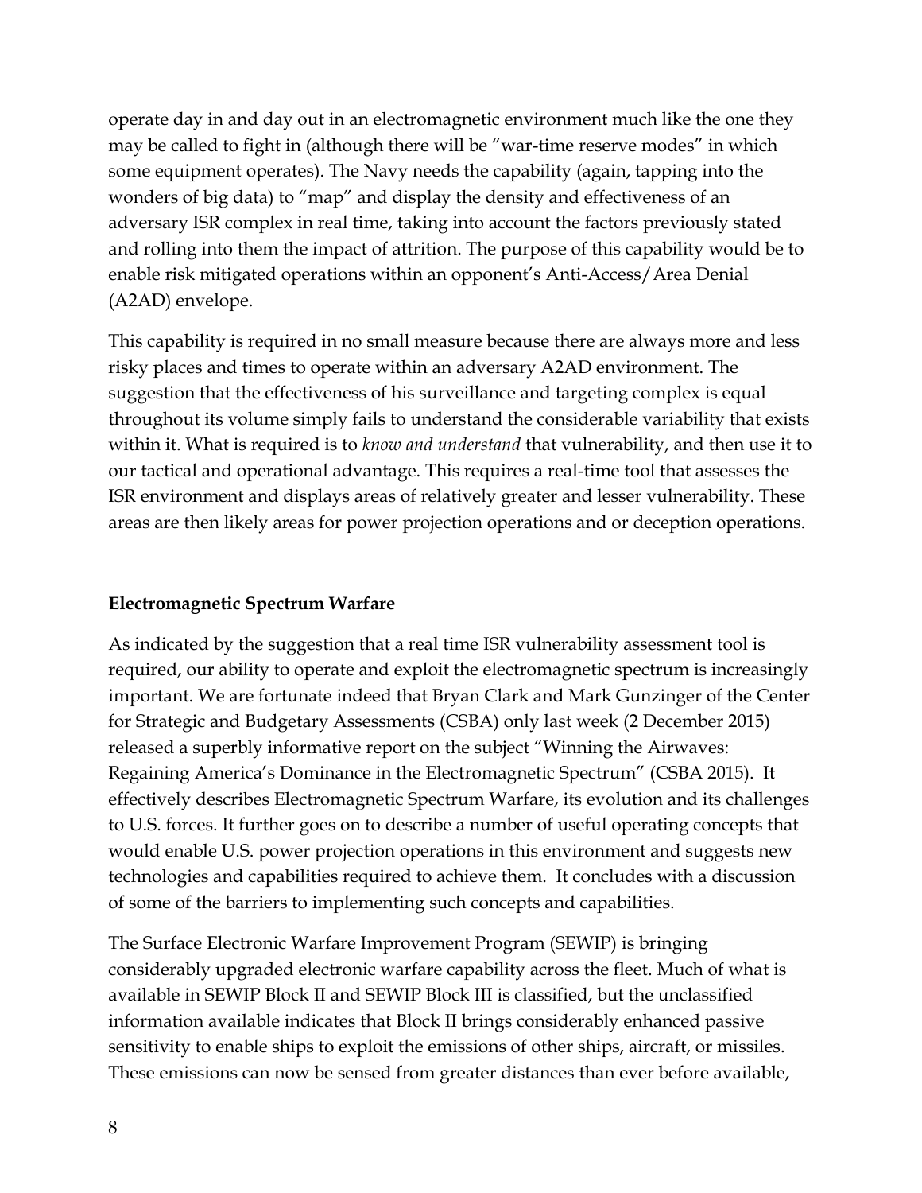operate day in and day out in an electromagnetic environment much like the one they may be called to fight in (although there will be "war-time reserve modes" in which some equipment operates). The Navy needs the capability (again, tapping into the wonders of big data) to "map" and display the density and effectiveness of an adversary ISR complex in real time, taking into account the factors previously stated and rolling into them the impact of attrition. The purpose of this capability would be to enable risk mitigated operations within an opponent's Anti-Access/Area Denial (A2AD) envelope.

This capability is required in no small measure because there are always more and less risky places and times to operate within an adversary A2AD environment. The suggestion that the effectiveness of his surveillance and targeting complex is equal throughout its volume simply fails to understand the considerable variability that exists within it. What is required is to *know and understand* that vulnerability, and then use it to our tactical and operational advantage. This requires a real-time tool that assesses the ISR environment and displays areas of relatively greater and lesser vulnerability. These areas are then likely areas for power projection operations and or deception operations.

### Electromagnetic Spectrum Warfare

As indicated by the suggestion that a real time ISR vulnerability assessment tool is required, our ability to operate and exploit the electromagnetic spectrum is increasingly important. We are fortunate indeed that Bryan Clark and Mark Gunzinger of the Center for Strategic and Budgetary Assessments (CSBA) only last week (2 December 2015) released a superbly informative report on the subject "Winning the Airwaves: Regaining America's Dominance in the Electromagnetic Spectrum" (CSBA 2015). It effectively describes Electromagnetic Spectrum Warfare, its evolution and its challenges to U.S. forces. It further goes on to describe a number of useful operating concepts that would enable U.S. power projection operations in this environment and suggests new technologies and capabilities required to achieve them. It concludes with a discussion of some of the barriers to implementing such concepts and capabilities.

The Surface Electronic Warfare Improvement Program (SEWIP) is bringing considerably upgraded electronic warfare capability across the fleet. Much of what is available in SEWIP Block II and SEWIP Block III is classified, but the unclassified information available indicates that Block II brings considerably enhanced passive sensitivity to enable ships to exploit the emissions of other ships, aircraft, or missiles. These emissions can now be sensed from greater distances than ever before available,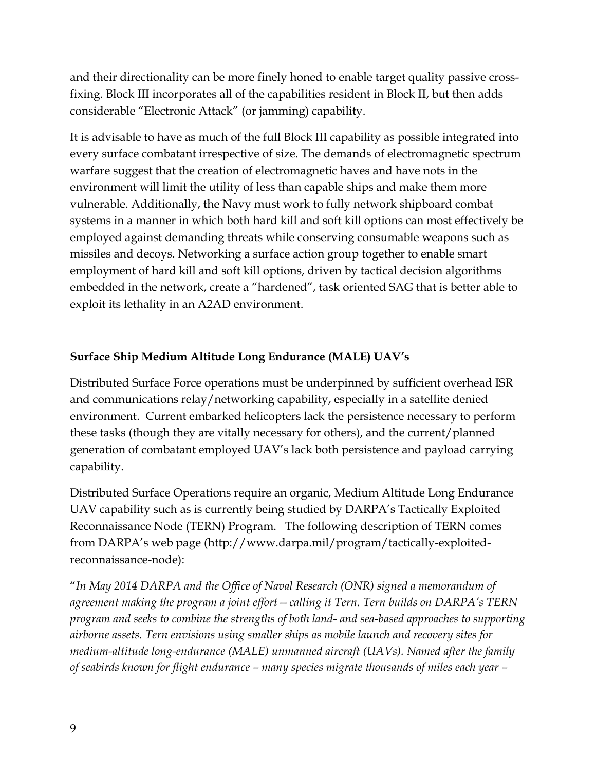and their directionality can be more finely honed to enable target quality passive cross-fixing. Block III incorporates all of the capabilities resident in Block II, but then adds considerable "Electronic Attack" (or jamming) capability.

It is advisable to have as much of the full Block III capability as possible integrated into every surface combatant irrespective of size. The demands of electromagnetic spectrum warfare suggest that the creation of electromagnetic haves and have nots in the environment will limit the utility of less than capable ships and make them more vulnerable. Additionally, the Navy must work to fully network shipboard combat systems in a manner in which both hard kill and soft kill options can most effectively be employed against demanding threats while conserving consumable weapons such as missiles and decoys. Networking a surface action group together to enable smart employment of hard kill and soft kill options, driven by tactical decision algorithms embedded in the network, create a "hardened", task oriented SAG that is better able to exploit its lethality in an A2AD environment.

**Surface Ship Medium Altitude Long Endurance (MALE) UAV's**

Distributed Surface Force operations must be underpinned by sufficient overhead ISR and communications relay/networking capability, especially in a satellite denied environment. Current embarked helicopters lack the persistence necessary to perform these tasks (though they are vitally necessary for others), and the current/planned generation of combatant employed UAV's lack both persistence and payload carrying capability.

Distributed Surface Operations require an organic, Medium Altitude Long Endurance UAV capability such as is currently being studied by DARPA's Tactically Exploited Reconnaissance Node (TERN) Program. The following description of TERN comes from DARPA's web page (http://www.darpa.mil/program/tactically-exploited-reconnaissance-node):

"*In May 2014 DARPA and the Office of Naval Research (ONR) signed a memorandum of agreement making the program a joint effort—calling it Tern. Tern builds on DARPA's TERN program and seeks to combine the strengths of both land- and sea-based approaches to supporting airborne assets. Tern envisions using smaller ships as mobile launch and recovery sites for medium-altitude long-endurance (MALE) unmanned aircraft (UAVs). Named after the family of seabirds known for flight endurance – many species migrate thousands of miles each year –*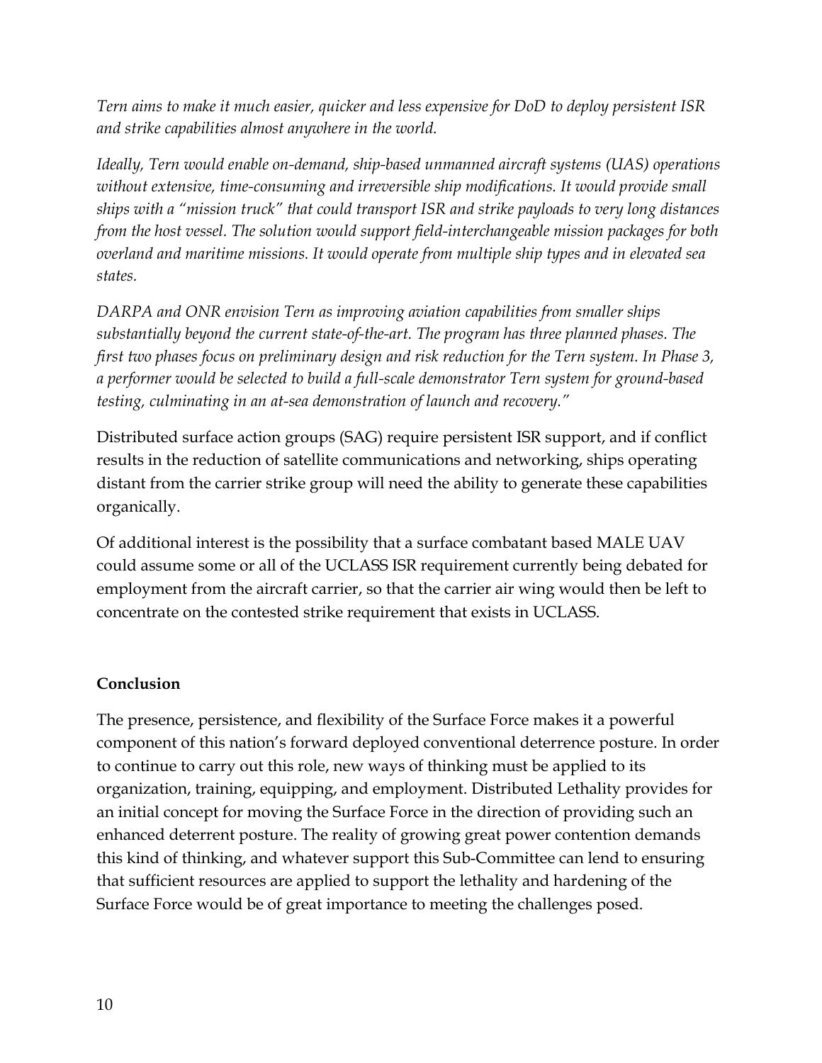*Tern aims to make it much easier, quicker and less expensive for DoD to deploy persistent ISR and strike capabilities almost anywhere in the world.*

*Ideally, Tern would enable on-demand, ship-based unmanned aircraft systems (UAS) operations without extensive, time-consuming and irreversible ship modifications. It would provide small ships with a "mission truck" that could transport ISR and strike payloads to very long distances from the host vessel. The solution would support field-interchangeable mission packages for both overland and maritime missions. It would operate from multiple ship types and in elevated sea states.*

*DARPA and ONR envision Tern as improving aviation capabilities from smaller ships substantially beyond the current state-of-the-art. The program has three planned phases. The first two phases focus on preliminary design and risk reduction for the Tern system. In Phase 3, a performer would be selected to build a full-scale demonstrator Tern system for ground-based testing, culminating in an at-sea demonstration of launch and recovery."*

Distributed surface action groups (SAG) require persistent ISR support, and if conflict results in the reduction of satellite communications and networking, ships operating distant from the carrier strike group will need the ability to generate these capabilities organically.

Of additional interest is the possibility that a surface combatant based MALE UAV could assume some or all of the UCLASS ISR requirement currently being debated for employment from the aircraft carrier, so that the carrier air wing would then be left to concentrate on the contested strike requirement that exists in UCLASS.

**Conclusion**

The presence, persistence, and flexibility of the Surface Force makes it a powerful component of this nation's forward deployed conventional deterrence posture. In order to continue to carry out this role, new ways of thinking must be applied to its organization, training, equipping, and employment. Distributed Lethality provides for an initial concept for moving the Surface Force in the direction of providing such an enhanced deterrent posture. The reality of growing great power contention demands this kind of thinking, and whatever support this Sub-Committee can lend to ensuring that sufficient resources are applied to support the lethality and hardening of the Surface Force would be of great importance to meeting the challenges posed.